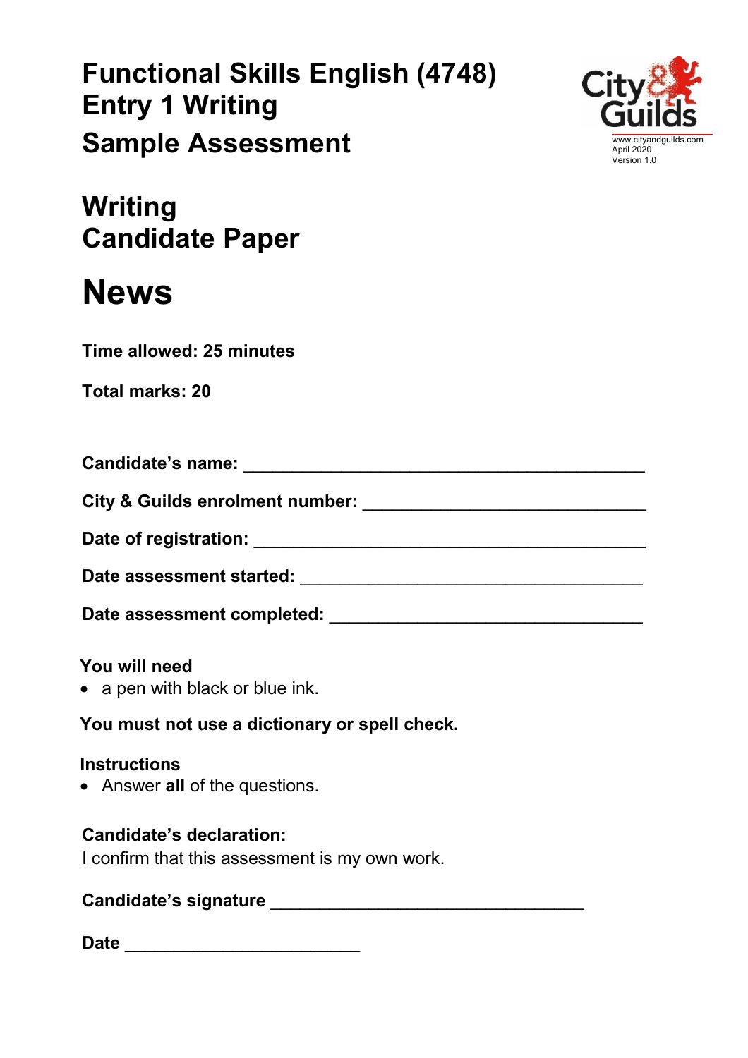# Functional Skills English (4748) Entry 1 Writing

## Sample Assessment

www.cityandguilds.com
April 2020
Version 1.0

# Writing Candidate Paper

# News

**Time allowed: 25 minutes**

**Total marks: 20**

**Candidate's name:** ____________________________________________

**City & Guilds enrolment number:** ______________________________

**Date of registration:** ___________________________________________

**Date assessment started:** _______________________________________

**Date assessment completed:** ____________________________________

**You will need**

- a pen with black or blue ink.

**You must not use a dictionary or spell check.**

**Instructions**

- Answer **all** of the questions.

**Candidate's declaration:**

I confirm that this assessment is my own work.

**Candidate's signature** _________________________________

**Date** ________________________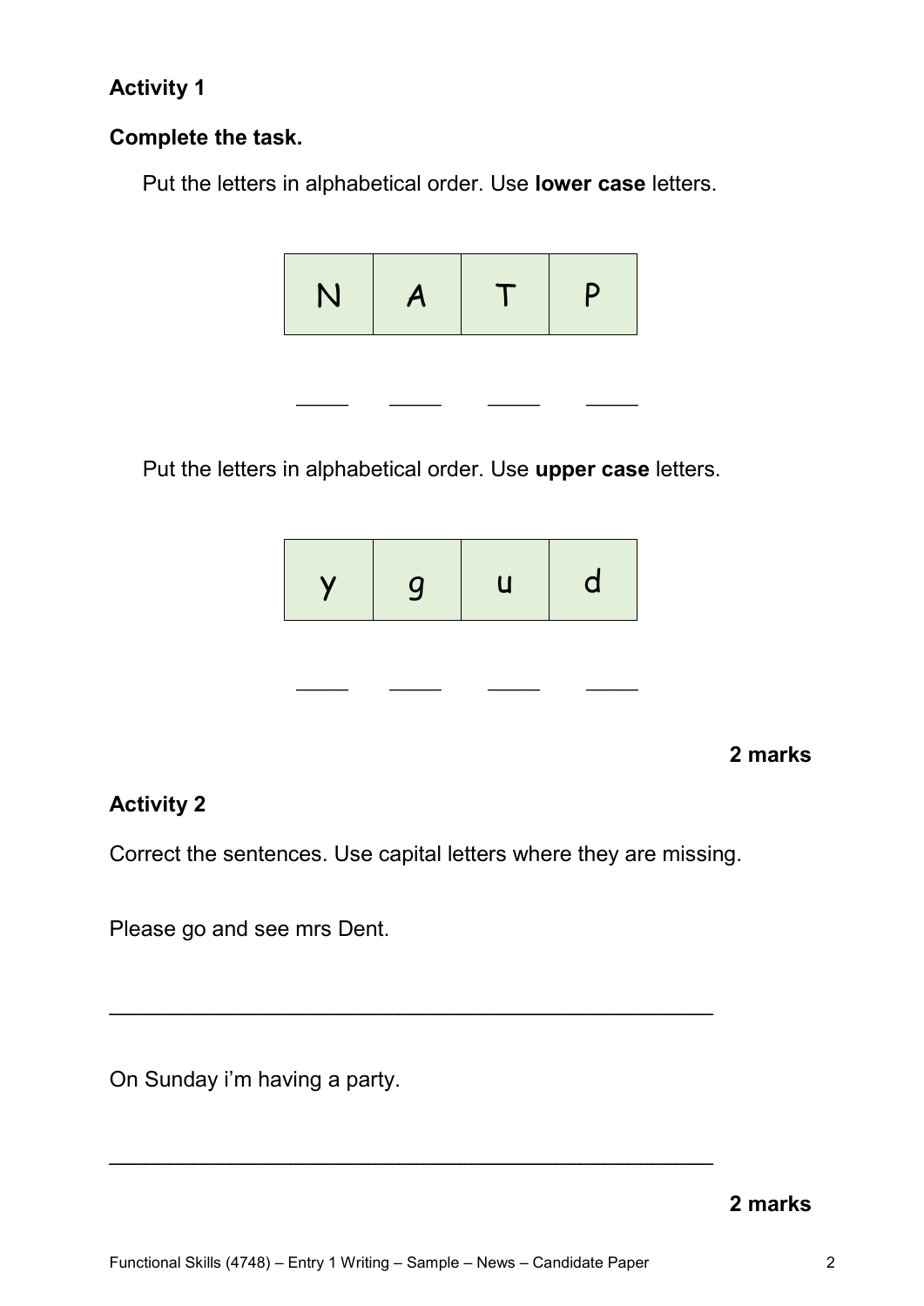**Activity 1**

**Complete the task.**

Put the letters in alphabetical order. Use **lower case** letters.

| N | A | T | P |
|---|---|---|---|

_____ _____ _____ _____

Put the letters in alphabetical order. Use **upper case** letters.

| y | g | u | d |
|---|---|---|---|

_____ _____ _____ _____

**2 marks**

**Activity 2**

Correct the sentences. Use capital letters where they are missing.

Please go and see mrs Dent.

_____________________________________________________

On Sunday i'm having a party.

_____________________________________________________

**2 marks**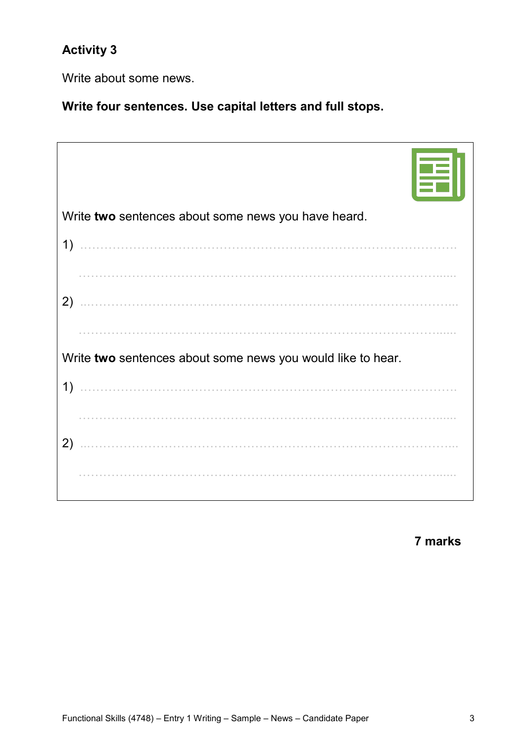## Activity 3

Write about some news.

**Write four sentences. Use capital letters and full stops.**

Write **two** sentences about some news you have heard.

1) ..........................................................................................

..........................................................................................

2) ..........................................................................................

..........................................................................................

Write **two** sentences about some news you would like to hear.

1) ..........................................................................................

..........................................................................................

2) ..........................................................................................

..........................................................................................

**7 marks**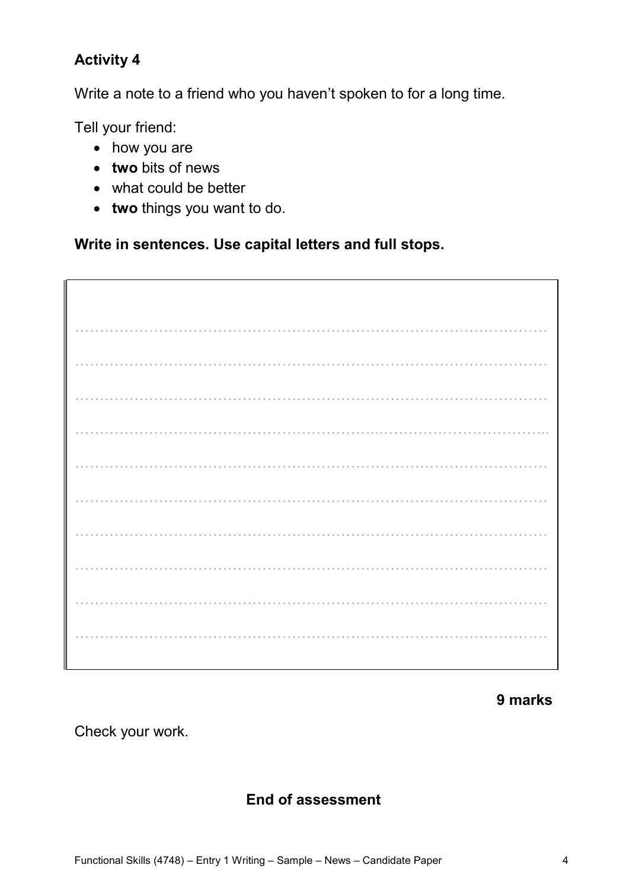## Activity 4

Write a note to a friend who you haven't spoken to for a long time.

Tell your friend:

- how you are
- **two** bits of news
- what could be better
- **two** things you want to do.

**Write in sentences. Use capital letters and full stops.**

..........................................................................................

..........................................................................................

..........................................................................................

..........................................................................................

..........................................................................................

..........................................................................................

..........................................................................................

..........................................................................................

..........................................................................................

..........................................................................................

**9 marks**

Check your work.

**End of assessment**